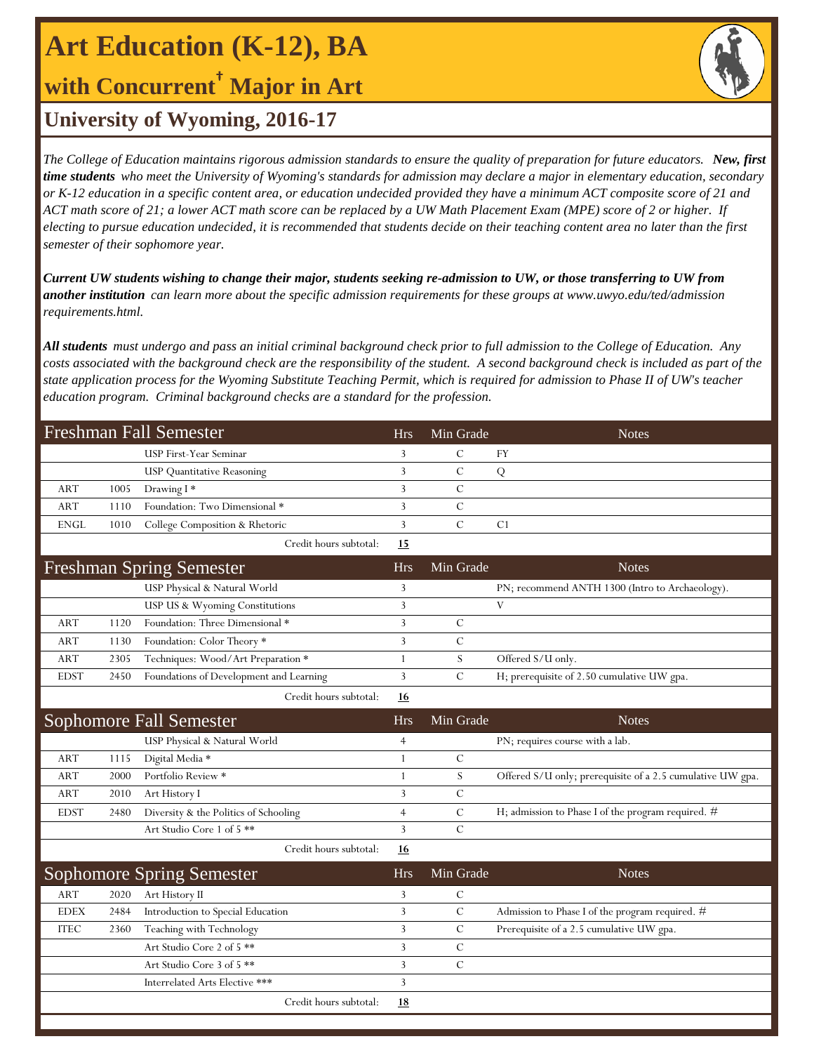# Art Education (K-12), BA

## with Concurrent† Major in Art

## University of Wyoming, 2016-17

*The College of Education maintains rigorous admission standards to ensure the quality of preparation for future educators.* ***New, first time students*** *who meet the University of Wyoming's standards for admission may declare a major in elementary education, secondary or K-12 education in a specific content area, or education undecided provided they have a minimum ACT composite score of 21 and ACT math score of 21; a lower ACT math score can be replaced by a UW Math Placement Exam (MPE) score of 2 or higher. If electing to pursue education undecided, it is recommended that students decide on their teaching content area no later than the first semester of their sophomore year.*

***Current UW students wishing to change their major, students seeking re-admission to UW, or those transferring to UW from another institution*** *can learn more about the specific admission requirements for these groups at www.uwyo.edu/ted/admission requirements.html.*

***All students*** *must undergo and pass an initial criminal background check prior to full admission to the College of Education. Any costs associated with the background check are the responsibility of the student. A second background check is included as part of the state application process for the Wyoming Substitute Teaching Permit, which is required for admission to Phase II of UW's teacher education program. Criminal background checks are a standard for the profession.*

| Freshman Fall Semester | | | Hrs | Min Grade | Notes |
|---|---|---|---|---|---|
| | | USP First-Year Seminar | 3 | C | FY |
| | | USP Quantitative Reasoning | 3 | C | Q |
| ART | 1005 | Drawing I * | 3 | C | |
| ART | 1110 | Foundation: Two Dimensional * | 3 | C | |
| ENGL | 1010 | College Composition & Rhetoric | 3 | C | C1 |
| | | Credit hours subtotal: | **15** | | |

| Freshman Spring Semester | | | Hrs | Min Grade | Notes |
|---|---|---|---|---|---|
| | | USP Physical & Natural World | 3 | | PN; recommend ANTH 1300 (Intro to Archaeology). |
| | | USP US & Wyoming Constitutions | 3 | | V |
| ART | 1120 | Foundation: Three Dimensional * | 3 | C | |
| ART | 1130 | Foundation: Color Theory * | 3 | C | |
| ART | 2305 | Techniques: Wood/Art Preparation * | 1 | S | Offered S/U only. |
| EDST | 2450 | Foundations of Development and Learning | 3 | C | H; prerequisite of 2.50 cumulative UW gpa. |
| | | Credit hours subtotal: | **16** | | |

| Sophomore Fall Semester | | | Hrs | Min Grade | Notes |
|---|---|---|---|---|---|
| | | USP Physical & Natural World | 4 | | PN; requires course with a lab. |
| ART | 1115 | Digital Media * | 1 | C | |
| ART | 2000 | Portfolio Review * | 1 | S | Offered S/U only; prerequisite of a 2.5 cumulative UW gpa. |
| ART | 2010 | Art History I | 3 | C | |
| EDST | 2480 | Diversity & the Politics of Schooling | 4 | C | H; admission to Phase I of the program required. # |
| | | Art Studio Core 1 of 5 ** | 3 | C | |
| | | Credit hours subtotal: | **16** | | |

| Sophomore Spring Semester | | | Hrs | Min Grade | Notes |
|---|---|---|---|---|---|
| ART | 2020 | Art History II | 3 | C | |
| EDEX | 2484 | Introduction to Special Education | 3 | C | Admission to Phase I of the program required. # |
| ITEC | 2360 | Teaching with Technology | 3 | C | Prerequisite of a 2.5 cumulative UW gpa. |
| | | Art Studio Core 2 of 5 ** | 3 | C | |
| | | Art Studio Core 3 of 5 ** | 3 | C | |
| | | Interrelated Arts Elective *** | 3 | | |
| | | Credit hours subtotal: | **18** | | |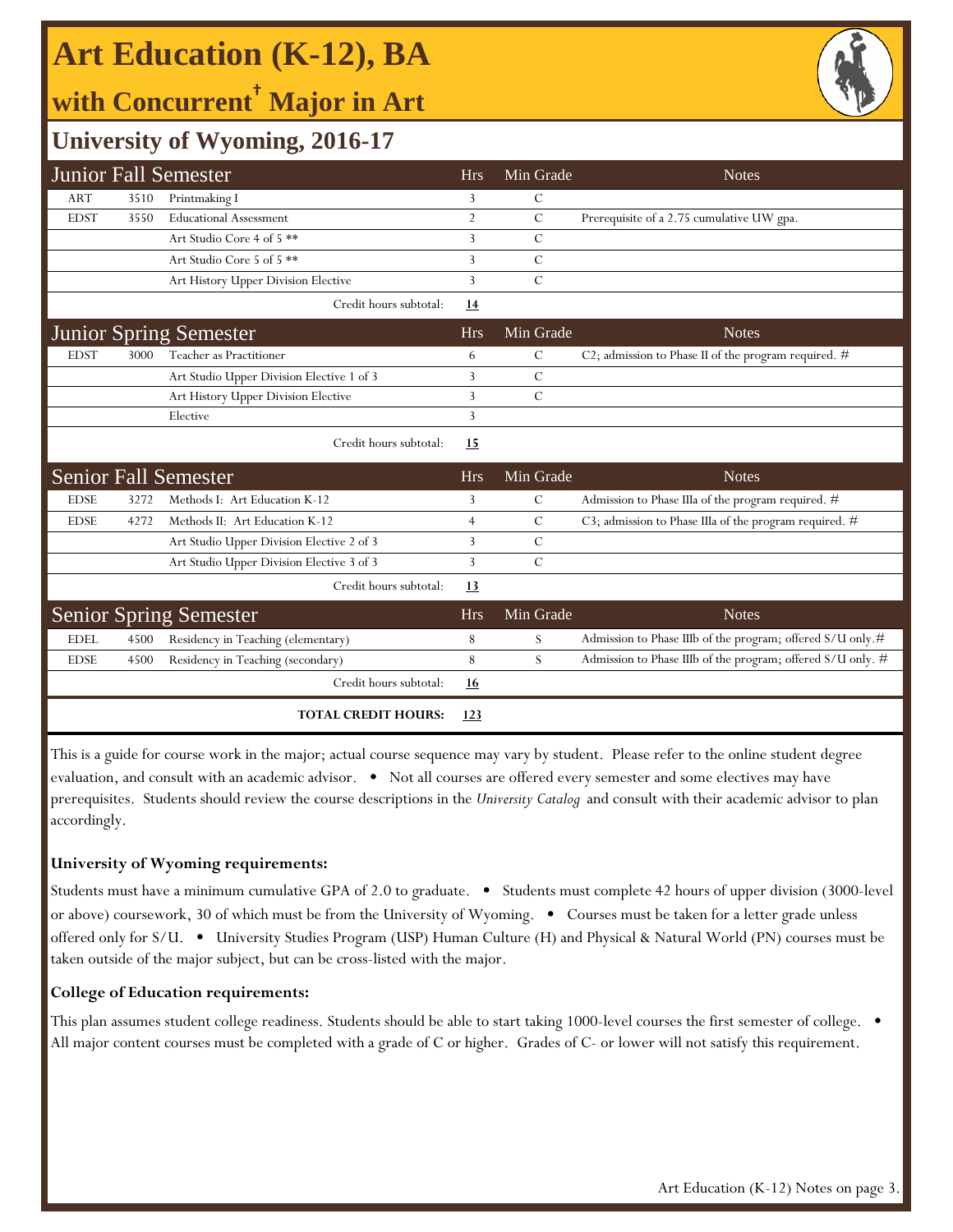# Art Education (K-12), BA

## with Concurrent† Major in Art

### University of Wyoming, 2016-17

| Junior Fall Semester | | | Hrs | Min Grade | Notes |
|---|---|---|---|---|---|
| ART | 3510 | Printmaking I | 3 | C | |
| EDST | 3550 | Educational Assessment | 2 | C | Prerequisite of a 2.75 cumulative UW gpa. |
| | | Art Studio Core 4 of 5 ** | 3 | C | |
| | | Art Studio Core 5 of 5 ** | 3 | C | |
| | | Art History Upper Division Elective | 3 | C | |
| | | Credit hours subtotal: | 14 | | |

| Junior Spring Semester | | | Hrs | Min Grade | Notes |
|---|---|---|---|---|---|
| EDST | 3000 | Teacher as Practitioner | 6 | C | C2; admission to Phase II of the program required. # |
| | | Art Studio Upper Division Elective 1 of 3 | 3 | C | |
| | | Art History Upper Division Elective | 3 | C | |
| | | Elective | 3 | | |
| | | Credit hours subtotal: | 15 | | |

| Senior Fall Semester | | | Hrs | Min Grade | Notes |
|---|---|---|---|---|---|
| EDSE | 3272 | Methods I: Art Education K-12 | 3 | C | Admission to Phase IIIa of the program required. # |
| EDSE | 4272 | Methods II: Art Education K-12 | 4 | C | C3; admission to Phase IIIa of the program required. # |
| | | Art Studio Upper Division Elective 2 of 3 | 3 | C | |
| | | Art Studio Upper Division Elective 3 of 3 | 3 | C | |
| | | Credit hours subtotal: | 13 | | |

| Senior Spring Semester | | | Hrs | Min Grade | Notes |
|---|---|---|---|---|---|
| EDEL | 4500 | Residency in Teaching (elementary) | 8 | S | Admission to Phase IIIb of the program; offered S/U only.# |
| EDSE | 4500 | Residency in Teaching (secondary) | 8 | S | Admission to Phase IIIb of the program; offered S/U only. # |
| | | Credit hours subtotal: | 16 | | |
| | | **TOTAL CREDIT HOURS:** | 123 | | |

This is a guide for course work in the major; actual course sequence may vary by student. Please refer to the online student degree evaluation, and consult with an academic advisor. • Not all courses are offered every semester and some electives may have prerequisites. Students should review the course descriptions in the *University Catalog* and consult with their academic advisor to plan accordingly.

**University of Wyoming requirements:**

Students must have a minimum cumulative GPA of 2.0 to graduate. • Students must complete 42 hours of upper division (3000-level or above) coursework, 30 of which must be from the University of Wyoming. • Courses must be taken for a letter grade unless offered only for S/U. • University Studies Program (USP) Human Culture (H) and Physical & Natural World (PN) courses must be taken outside of the major subject, but can be cross-listed with the major.

**College of Education requirements:**

This plan assumes student college readiness. Students should be able to start taking 1000-level courses the first semester of college. • All major content courses must be completed with a grade of C or higher. Grades of C- or lower will not satisfy this requirement.

Art Education (K-12) Notes on page 3.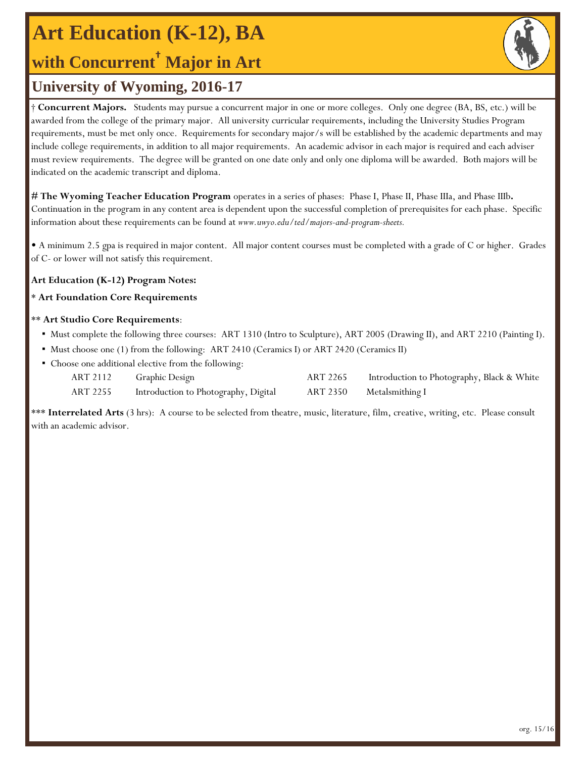# Art Education (K-12), BA

## with Concurrent† Major in Art

## University of Wyoming, 2016-17

† **Concurrent Majors.** Students may pursue a concurrent major in one or more colleges. Only one degree (BA, BS, etc.) will be awarded from the college of the primary major. All university curricular requirements, including the University Studies Program requirements, must be met only once. Requirements for secondary major/s will be established by the academic departments and may include college requirements, in addition to all major requirements. An academic advisor in each major is required and each adviser must review requirements. The degree will be granted on one date only and only one diploma will be awarded. Both majors will be indicated on the academic transcript and diploma.

**# The Wyoming Teacher Education Program** operates in a series of phases: Phase I, Phase II, Phase IIIa, and Phase IIIb**.** Continuation in the program in any content area is dependent upon the successful completion of prerequisites for each phase. Specific information about these requirements can be found at *www.uwyo.edu/ted/majors-and-program-sheets.*

• A minimum 2.5 gpa is required in major content. All major content courses must be completed with a grade of C or higher. Grades of C- or lower will not satisfy this requirement.

**Art Education (K-12) Program Notes:**

\* **Art Foundation Core Requirements**

** **Art Studio Core Requirements**:

- Must complete the following three courses: ART 1310 (Intro to Sculpture), ART 2005 (Drawing II), and ART 2210 (Painting I).
- Must choose one (1) from the following: ART 2410 (Ceramics I) or ART 2420 (Ceramics II)
- Choose one additional elective from the following:

| | | | |
|---|---|---|---|
| ART 2112 | Graphic Design | ART 2265 | Introduction to Photography, Black & White |
| ART 2255 | Introduction to Photography, Digital | ART 2350 | Metalsmithing I |

*** **Interrelated Arts** (3 hrs): A course to be selected from theatre, music, literature, film, creative, writing, etc. Please consult with an academic advisor.

org. 15/16